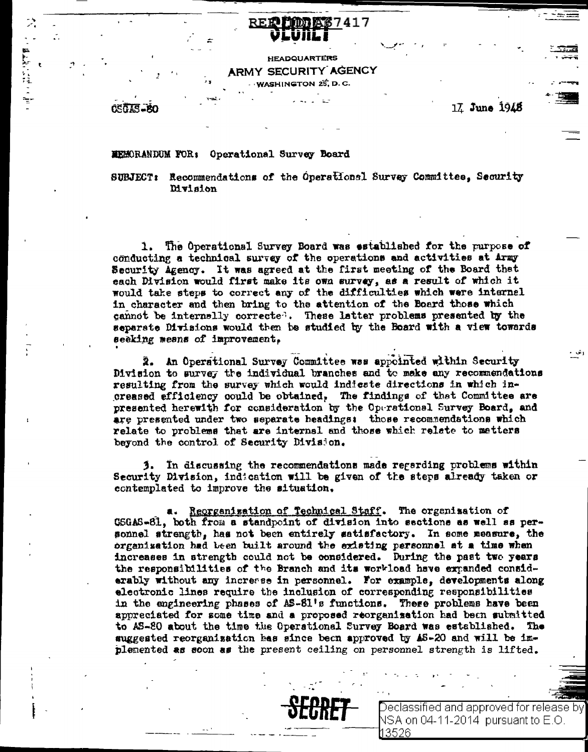REF ID:A67417

SECRET

HEADQUARTERS
ARMY SECURITY AGENCY
WASHINGTON 25, D.C.

CSGAS-80

17 June 1948

MEMORANDUM FOR: Operational Survey Board

SUBJECT: Recommendations of the Operational Survey Committee, Security Division

1. The Operational Survey Board was established for the purpose of conducting a technical survey of the operations and activities at Army Security Agency. It was agreed at the first meeting of the Board that each Division would first make its own survey, as a result of which it would take steps to correct any of the difficulties which were internal in character and then bring to the attention of the Board those which cannot be internally corrected. These latter problems presented by the separate Divisions would then be studied by the Board with a view towards seeking means of improvement.

2. An Operational Survey Committee was appointed within Security Division to survey the individual branches and to make any recommendations resulting from the survey which would indicate directions in which increased efficiency could be obtained. The findings of that Committee are presented herewith for consideration by the Operational Survey Board, and are presented under two separate headings: those recommendations which relate to problems that are internal and those which relate to matters beyond the control of Security Division.

3. In discussing the recommendations made regarding problems within Security Division, indication will be given of the steps already taken or contemplated to improve the situation.

a. Reorganization of Technical Staff. The organization of CSGAS-81, both from a standpoint of division into sections as well as personnel strength, has not been entirely satisfactory. In some measure, the organization had been built around the existing personnel at a time when increases in strength could not be considered. During the past two years the responsibilities of the Branch and its workload have expanded considerably without any increase in personnel. For example, developments along electronic lines require the inclusion of corresponding responsibilities in the engineering phases of AS-81's functions. These problems have been appreciated for some time and a proposed reorganization had been submitted to AS-80 about the time the Operational Survey Board was established. The suggested reorganization has since been approved by AS-20 and will be implemented as soon as the present ceiling on personnel strength is lifted.

SECRET

Declassified and approved for release by NSA on 04-11-2014 pursuant to E.O. 13526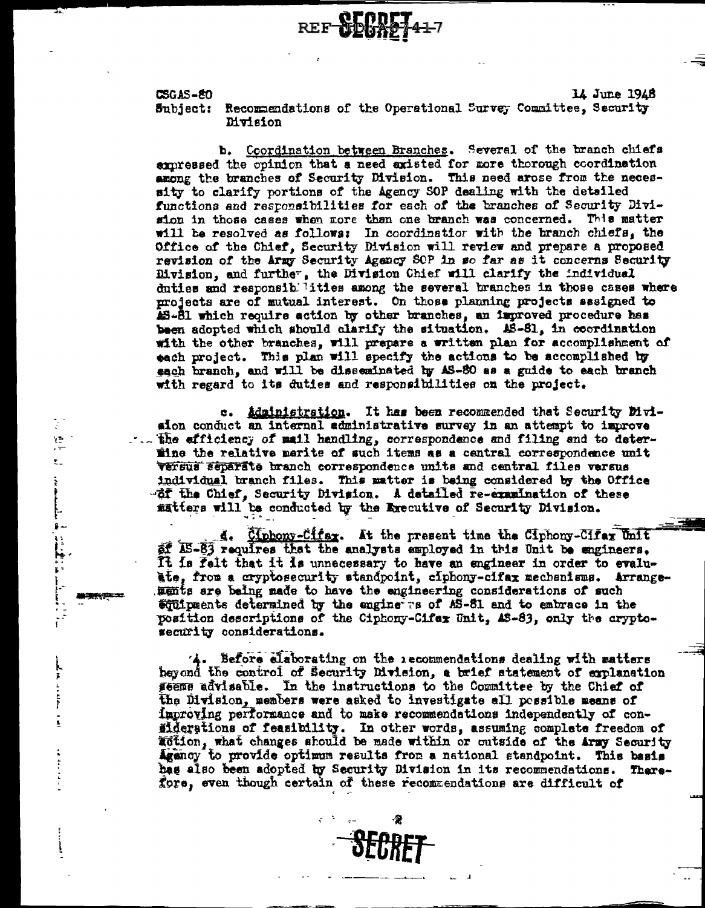REF SECRET-417

CSGAS-80 14 June 1948

Subject: Recommendations of the Operational Survey Committee, Security Division

b. Coordination between Branches. Several of the branch chiefs expressed the opinion that a need existed for more thorough coordination among the branches of Security Division. This need arose from the necessity to clarify portions of the Agency SOP dealing with the detailed functions and responsibilities for each of the branches of Security Division in those cases when more than one branch was concerned. This matter will be resolved as follows: In coordination with the branch chiefs, the Office of the Chief, Security Division will review and prepare a proposed revision of the Army Security Agency SOP in so far as it concerns Security Division, and further, the Division Chief will clarify the individual duties and responsibilities among the several branches in those cases where projects are of mutual interest. On those planning projects assigned to AS-81 which require action by other branches, an improved procedure has been adopted which should clarify the situation. AS-81, in coordination with the other branches, will prepare a written plan for accomplishment of each project. This plan will specify the actions to be accomplished by each branch, and will be disseminated by AS-80 as a guide to each branch with regard to its duties and responsibilities on the project.

c. Administration. It has been recommended that Security Division conduct an internal administrative survey in an attempt to improve the efficiency of mail handling, correspondence and filing and to determine the relative merits of such items as a central correspondence unit versus separate branch correspondence units and central files versus individual branch files. This matter is being considered by the Office of the Chief, Security Division. A detailed re-examination of these matters will be conducted by the Executive of Security Division.

d. Ciphony-Cifax. At the present time the Ciphony-Cifax Unit of AS-83 requires that the analysts employed in this Unit be engineers. It is felt that it is unnecessary to have an engineer in order to evaluate, from a cryptosecurity standpoint, ciphony-cifax mechanisms. Arrangements are being made to have the engineering considerations of such equipments determined by the engineers of AS-81 and to embrace in the position descriptions of the Ciphony-Cifax Unit, AS-83, only the cryptosecurity considerations.

4. Before elaborating on the recommendations dealing with matters beyond the control of Security Division, a brief statement of explanation seems advisable. In the instructions to the Committee by the Chief of the Division, members were asked to investigate all possible means of improving performance and to make recommendations independently of considerations of feasibility. In other words, assuming complete freedom of action, what changes should be made within or outside of the Army Security Agency to provide optimum results from a national standpoint. This basis has also been adopted by Security Division in its recommendations. Therefore, even though certain of these recommendations are difficult of

SECRET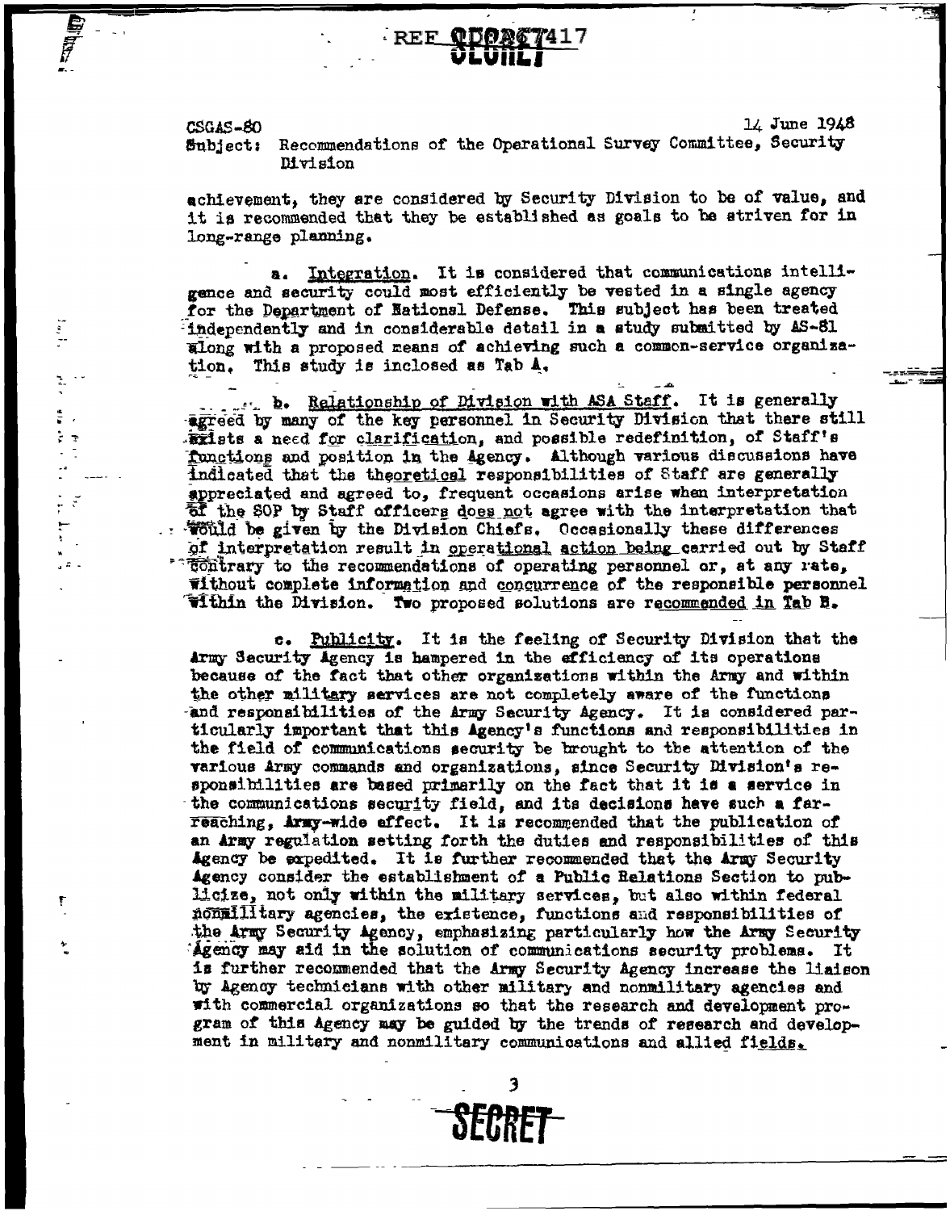REF ID:A67417

CSGAS-80 14 June 1948

Subject: Recommendations of the Operational Survey Committee, Security Division

achievement, they are considered by Security Division to be of value, and it is recommended that they be established as goals to be striven for in long-range planning.

a. Integration. It is considered that communications intelligence and security could most efficiently be vested in a single agency for the Department of National Defense. This subject has been treated independently and in considerable detail in a study submitted by AS-81 along with a proposed means of achieving such a common-service organization. This study is inclosed as Tab A.

b. Relationship of Division with ASA Staff. It is generally agreed by many of the key personnel in Security Division that there still exists a need for clarification, and possible redefinition, of Staff's functions and position in the Agency. Although various discussions have indicated that the theoretical responsibilities of Staff are generally appreciated and agreed to, frequent occasions arise when interpretation of the SOP by Staff officers does not agree with the interpretation that would be given by the Division Chiefs. Occasionally these differences of interpretation result in operational action being carried out by Staff contrary to the recommendations of operating personnel or, at any rate, without complete information and concurrence of the responsible personnel within the Division. Two proposed solutions are recommended in Tab B.

c. Publicity. It is the feeling of Security Division that the Army Security Agency is hampered in the efficiency of its operations because of the fact that other organizations within the Army and within the other military services are not completely aware of the functions and responsibilities of the Army Security Agency. It is considered particularly important that this Agency's functions and responsibilities in the field of communications security be brought to the attention of the various Army commands and organizations, since Security Division's responsibilities are based primarily on the fact that it is a service in the communications security field, and its decisions have such a far-reaching, Army-wide effect. It is recommended that the publication of an Army regulation setting forth the duties and responsibilities of this Agency be expedited. It is further recommended that the Army Security Agency consider the establishment of a Public Relations Section to publicize, not only within the military services, but also within federal nonmilitary agencies, the existence, functions and responsibilities of the Army Security Agency, emphasizing particularly how the Army Security Agency may aid in the solution of communications security problems. It is further recommended that the Army Security Agency increase the liaison by Agency technicians with other military and nonmilitary agencies and with commercial organizations so that the research and development program of this Agency may be guided by the trends of research and development in military and nonmilitary communications and allied fields.

SECRET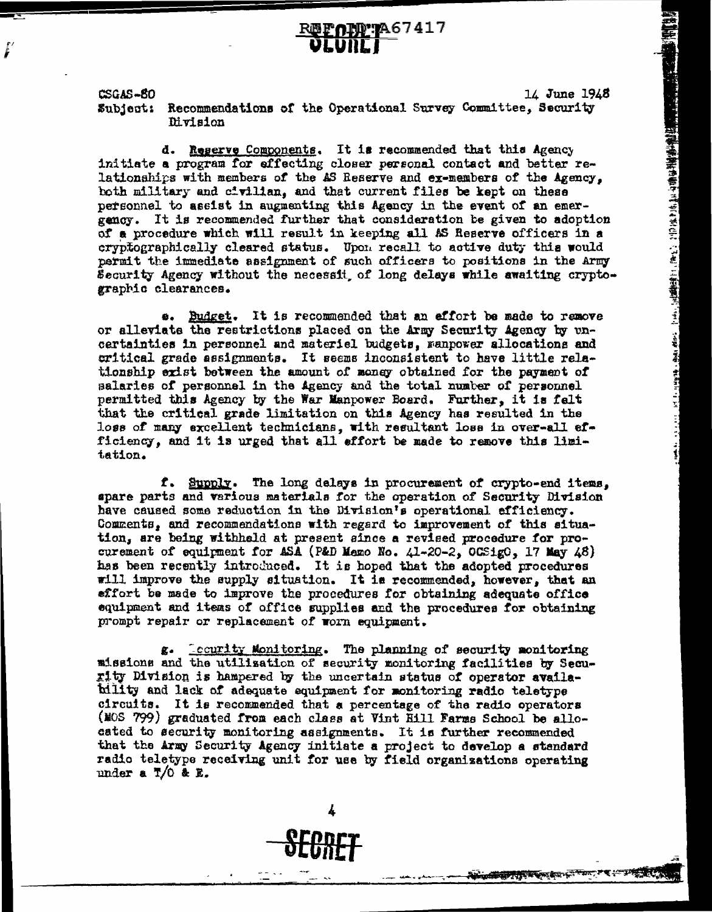REF ID:A67417

SECRET

CSGAS-80 14 June 1948

Subject: Recommendations of the Operational Survey Committee, Security Division

d. Reserve Components. It is recommended that this Agency initiate a program for effecting closer personal contact and better relationships with members of the AS Reserve and ex-members of the Agency, both military and civilian, and that current files be kept on these personnel to assist in augmenting this Agency in the event of an emergency. It is recommended further that consideration be given to adoption of a procedure which will result in keeping all AS Reserve officers in a cryptographically cleared status. Upon recall to active duty this would permit the immediate assignment of such officers to positions in the Army Security Agency without the necessity of long delays while awaiting cryptographic clearances.

e. Budget. It is recommended that an effort be made to remove or alleviate the restrictions placed on the Army Security Agency by uncertainties in personnel and materiel budgets, manpower allocations and critical grade assignments. It seems inconsistent to have little relationship exist between the amount of money obtained for the payment of salaries of personnel in the Agency and the total number of personnel permitted this Agency by the War Manpower Board. Further, it is felt that the critical grade limitation on this Agency has resulted in the loss of many excellent technicians, with resultant loss in over-all efficiency, and it is urged that all effort be made to remove this limitation.

f. Supply. The long delays in procurement of crypto-end items, spare parts and various materials for the operation of Security Division have caused some reduction in the Division's operational efficiency. Comments, and recommendations with regard to improvement of this situation, are being withheld at present since a revised procedure for procurement of equipment for ASA (P&D Memo No. 41-20-2, OCSigO, 17 May 48) has been recently introduced. It is hoped that the adopted procedures will improve the supply situation. It is recommended, however, that an effort be made to improve the procedures for obtaining adequate office equipment and items of office supplies and the procedures for obtaining prompt repair or replacement of worn equipment.

g. Security Monitoring. The planning of security monitoring missions and the utilization of security monitoring facilities by Security Division is hampered by the uncertain status of operator availability and lack of adequate equipment for monitoring radio teletype circuits. It is recommended that a percentage of the radio operators (MOS 799) graduated from each class at Vint Hill Farms School be allocated to security monitoring assignments. It is further recommended that the Army Security Agency initiate a project to develop a standard radio teletype receiving unit for use by field organizations operating under a T/O & E.

SECRET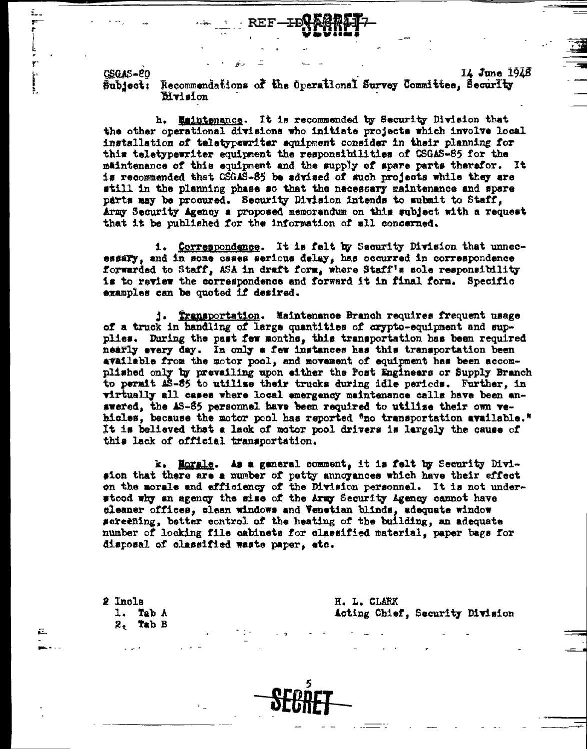REF ID:A68447

SECRET

CSGAS-80 14 June 1948

Subject: Recommendations of the Operational Survey Committee, Security Division

h. Maintenance. It is recommended by Security Division that the other operational divisions who initiate projects which involve local installation of teletypewriter equipment consider in their planning for this teletypewriter equipment the responsibilities of CSGAS-85 for the maintenance of this equipment and the supply of spare parts therefor. It is recommended that CSGAS-85 be advised of such projects while they are still in the planning phase so that the necessary maintenance and spare parts may be procured. Security Division intends to submit to Staff, Army Security Agency a proposed memorandum on this subject with a request that it be published for the information of all concerned.

i. Correspondence. It is felt by Security Division that unnecessary, and in some cases serious delay, has occurred in correspondence forwarded to Staff, ASA in draft form, where Staff's sole responsibility is to review the correspondence and forward it in final form. Specific examples can be quoted if desired.

j. Transportation. Maintenance Branch requires frequent usage of a truck in handling of large quantities of crypto-equipment and supplies. During the past few months, this transportation has been required nearly every day. In only a few instances has this transportation been available from the motor pool, and movement of equipment has been accomplished only by prevailing upon either the Post Engineers or Supply Branch to permit AS-85 to utilize their trucks during idle periods. Further, in virtually all cases where local emergency maintenance calls have been answered, the AS-85 personnel have been required to utilize their own vehicles, because the motor pool has reported "no transportation available." It is believed that a lack of motor pool drivers is largely the cause of this lack of official transportation.

k. Morale. As a general comment, it is felt by Security Division that there are a number of petty annoyances which have their effect on the morale and efficiency of the Division personnel. It is not understood why an agency the size of the Army Security Agency cannot have cleaner offices, clean windows and Venetian blinds, adequate window screening, better control of the heating of the building, an adequate number of locking file cabinets for classified material, paper bags for disposal of classified waste paper, etc.

2 Incls
1. Tab A
2. Tab B

H. L. CLARK
Acting Chief, Security Division

SECRET